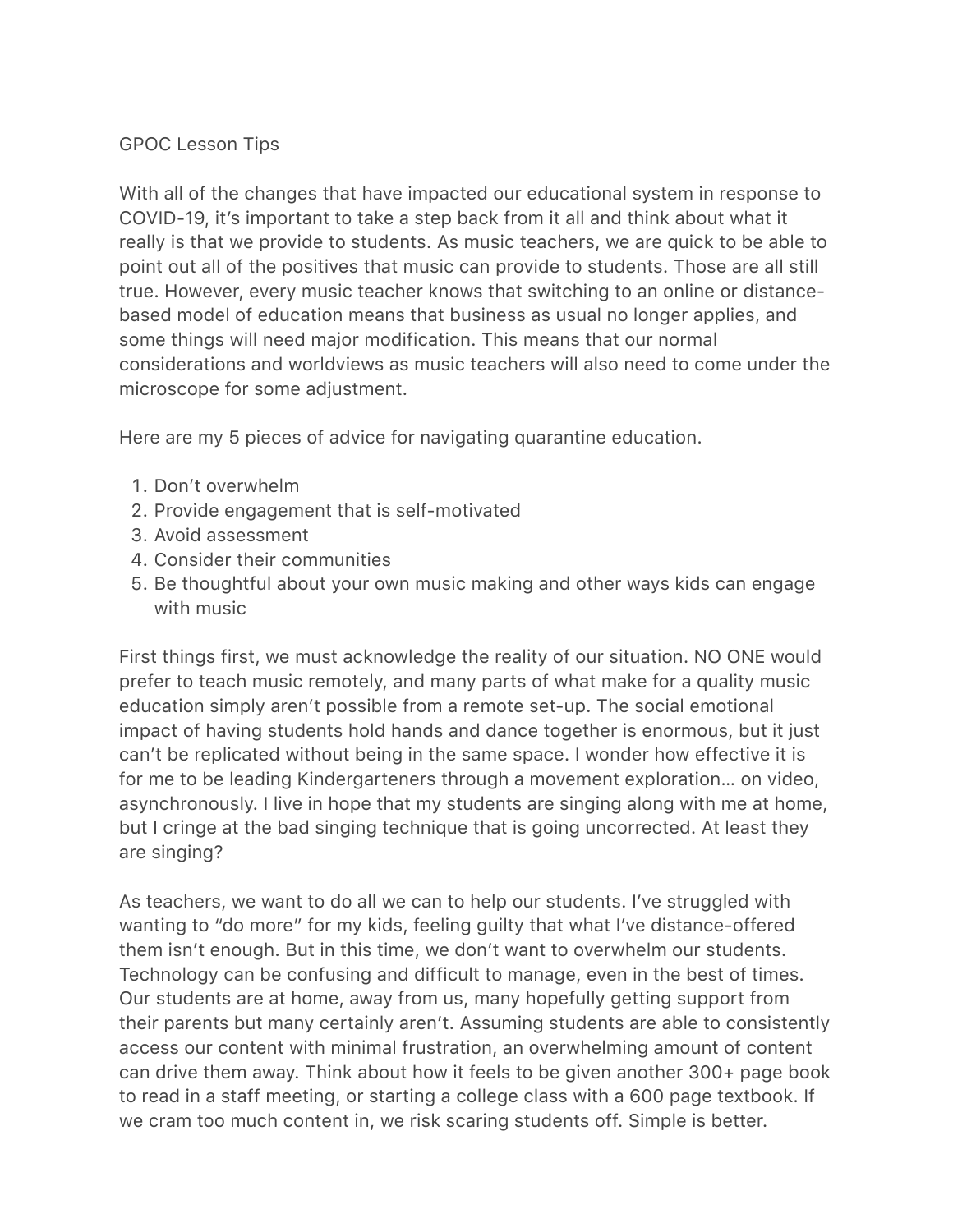# GPOC Lesson Tips

With all of the changes that have impacted our educational system in response to COVID-19, it's important to take a step back from it all and think about what it really is that we provide to students. As music teachers, we are quick to be able to point out all of the positives that music can provide to students. Those are all still true. However, every music teacher knows that switching to an online or distance-based model of education means that business as usual no longer applies, and some things will need major modification. This means that our normal considerations and worldviews as music teachers will also need to come under the microscope for some adjustment.

Here are my 5 pieces of advice for navigating quarantine education.

1. Don't overwhelm
2. Provide engagement that is self-motivated
3. Avoid assessment
4. Consider their communities
5. Be thoughtful about your own music making and other ways kids can engage with music

First things first, we must acknowledge the reality of our situation. NO ONE would prefer to teach music remotely, and many parts of what make for a quality music education simply aren't possible from a remote set-up. The social emotional impact of having students hold hands and dance together is enormous, but it just can't be replicated without being in the same space. I wonder how effective it is for me to be leading Kindergarteners through a movement exploration… on video, asynchronously. I live in hope that my students are singing along with me at home, but I cringe at the bad singing technique that is going uncorrected. At least they are singing?

As teachers, we want to do all we can to help our students. I've struggled with wanting to "do more" for my kids, feeling guilty that what I've distance-offered them isn't enough. But in this time, we don't want to overwhelm our students. Technology can be confusing and difficult to manage, even in the best of times. Our students are at home, away from us, many hopefully getting support from their parents but many certainly aren't. Assuming students are able to consistently access our content with minimal frustration, an overwhelming amount of content can drive them away. Think about how it feels to be given another 300+ page book to read in a staff meeting, or starting a college class with a 600 page textbook. If we cram too much content in, we risk scaring students off. Simple is better.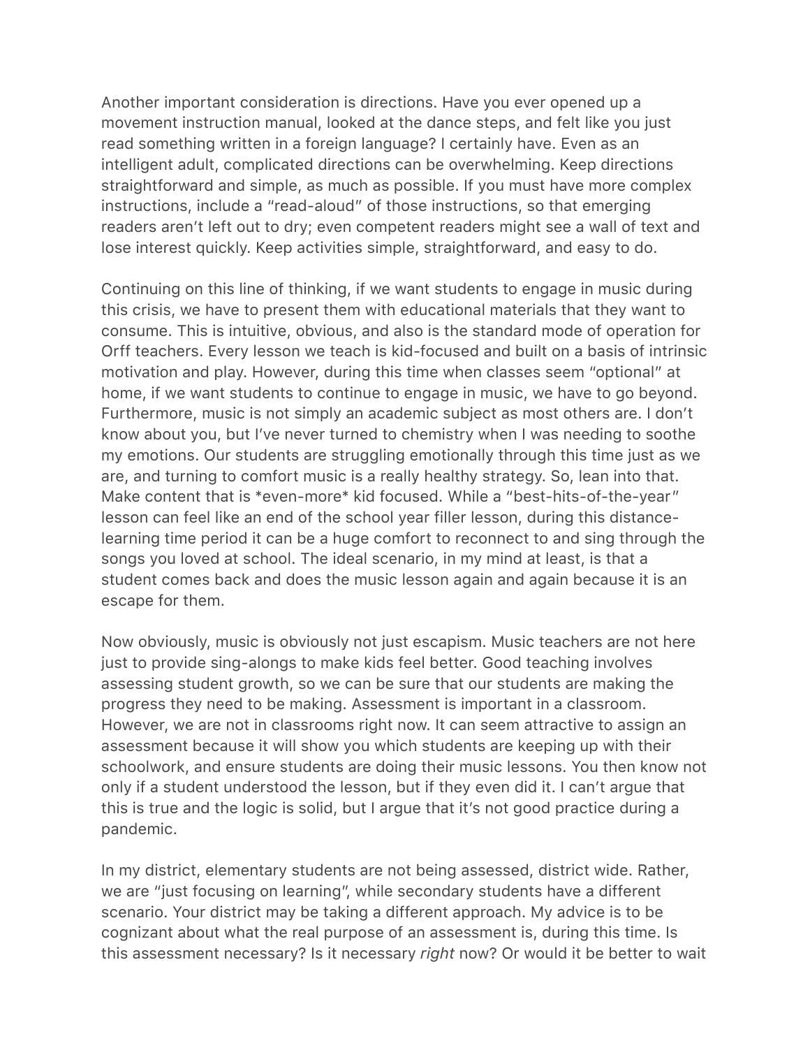Another important consideration is directions. Have you ever opened up a movement instruction manual, looked at the dance steps, and felt like you just read something written in a foreign language? I certainly have. Even as an intelligent adult, complicated directions can be overwhelming. Keep directions straightforward and simple, as much as possible. If you must have more complex instructions, include a "read-aloud" of those instructions, so that emerging readers aren't left out to dry; even competent readers might see a wall of text and lose interest quickly. Keep activities simple, straightforward, and easy to do.

Continuing on this line of thinking, if we want students to engage in music during this crisis, we have to present them with educational materials that they want to consume. This is intuitive, obvious, and also is the standard mode of operation for Orff teachers. Every lesson we teach is kid-focused and built on a basis of intrinsic motivation and play. However, during this time when classes seem "optional" at home, if we want students to continue to engage in music, we have to go beyond. Furthermore, music is not simply an academic subject as most others are. I don't know about you, but I've never turned to chemistry when I was needing to soothe my emotions. Our students are struggling emotionally through this time just as we are, and turning to comfort music is a really healthy strategy. So, lean into that. Make content that is *even-more* kid focused. While a "best-hits-of-the-year" lesson can feel like an end of the school year filler lesson, during this distance-learning time period it can be a huge comfort to reconnect to and sing through the songs you loved at school. The ideal scenario, in my mind at least, is that a student comes back and does the music lesson again and again because it is an escape for them.

Now obviously, music is obviously not just escapism. Music teachers are not here just to provide sing-alongs to make kids feel better. Good teaching involves assessing student growth, so we can be sure that our students are making the progress they need to be making. Assessment is important in a classroom. However, we are not in classrooms right now. It can seem attractive to assign an assessment because it will show you which students are keeping up with their schoolwork, and ensure students are doing their music lessons. You then know not only if a student understood the lesson, but if they even did it. I can't argue that this is true and the logic is solid, but I argue that it's not good practice during a pandemic.

In my district, elementary students are not being assessed, district wide. Rather, we are "just focusing on learning", while secondary students have a different scenario. Your district may be taking a different approach. My advice is to be cognizant about what the real purpose of an assessment is, during this time. Is this assessment necessary? Is it necessary *right* now? Or would it be better to wait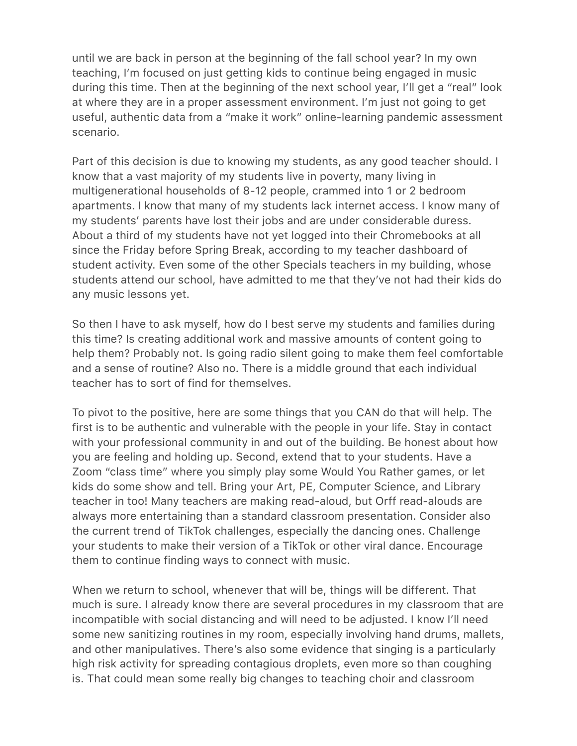until we are back in person at the beginning of the fall school year? In my own teaching, I'm focused on just getting kids to continue being engaged in music during this time. Then at the beginning of the next school year, I'll get a "real" look at where they are in a proper assessment environment. I'm just not going to get useful, authentic data from a "make it work" online-learning pandemic assessment scenario.

Part of this decision is due to knowing my students, as any good teacher should. I know that a vast majority of my students live in poverty, many living in multigenerational households of 8-12 people, crammed into 1 or 2 bedroom apartments. I know that many of my students lack internet access. I know many of my students' parents have lost their jobs and are under considerable duress. About a third of my students have not yet logged into their Chromebooks at all since the Friday before Spring Break, according to my teacher dashboard of student activity. Even some of the other Specials teachers in my building, whose students attend our school, have admitted to me that they've not had their kids do any music lessons yet.

So then I have to ask myself, how do I best serve my students and families during this time? Is creating additional work and massive amounts of content going to help them? Probably not. Is going radio silent going to make them feel comfortable and a sense of routine? Also no. There is a middle ground that each individual teacher has to sort of find for themselves.

To pivot to the positive, here are some things that you CAN do that will help. The first is to be authentic and vulnerable with the people in your life. Stay in contact with your professional community in and out of the building. Be honest about how you are feeling and holding up. Second, extend that to your students. Have a Zoom "class time" where you simply play some Would You Rather games, or let kids do some show and tell. Bring your Art, PE, Computer Science, and Library teacher in too! Many teachers are making read-aloud, but Orff read-alouds are always more entertaining than a standard classroom presentation. Consider also the current trend of TikTok challenges, especially the dancing ones. Challenge your students to make their version of a TikTok or other viral dance. Encourage them to continue finding ways to connect with music.

When we return to school, whenever that will be, things will be different. That much is sure. I already know there are several procedures in my classroom that are incompatible with social distancing and will need to be adjusted. I know I'll need some new sanitizing routines in my room, especially involving hand drums, mallets, and other manipulatives. There's also some evidence that singing is a particularly high risk activity for spreading contagious droplets, even more so than coughing is. That could mean some really big changes to teaching choir and classroom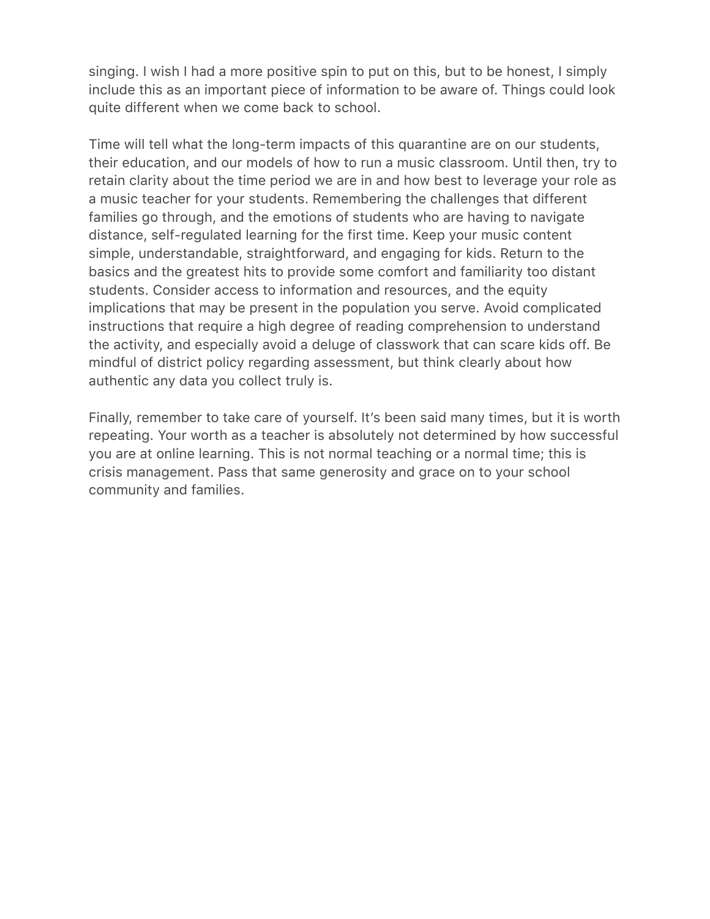singing. I wish I had a more positive spin to put on this, but to be honest, I simply include this as an important piece of information to be aware of. Things could look quite different when we come back to school.

Time will tell what the long-term impacts of this quarantine are on our students, their education, and our models of how to run a music classroom. Until then, try to retain clarity about the time period we are in and how best to leverage your role as a music teacher for your students. Remembering the challenges that different families go through, and the emotions of students who are having to navigate distance, self-regulated learning for the first time. Keep your music content simple, understandable, straightforward, and engaging for kids. Return to the basics and the greatest hits to provide some comfort and familiarity too distant students. Consider access to information and resources, and the equity implications that may be present in the population you serve. Avoid complicated instructions that require a high degree of reading comprehension to understand the activity, and especially avoid a deluge of classwork that can scare kids off. Be mindful of district policy regarding assessment, but think clearly about how authentic any data you collect truly is.

Finally, remember to take care of yourself. It's been said many times, but it is worth repeating. Your worth as a teacher is absolutely not determined by how successful you are at online learning. This is not normal teaching or a normal time; this is crisis management. Pass that same generosity and grace on to your school community and families.